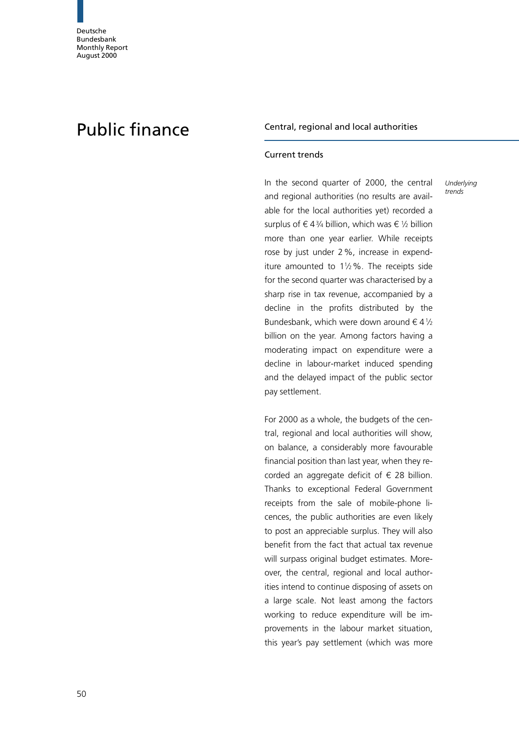# Public finance

## Central, regional and local authorities

### Current trends

*Underlying trends*

In the second quarter of 2000, the central and regional authorities (no results are available for the local authorities yet) recorded a surplus of € 4¾ billion, which was € ½ billion more than one year earlier. While receipts rose by just under 2 %, increase in expenditure amounted to 1½ %. The receipts side for the second quarter was characterised by a sharp rise in tax revenue, accompanied by a decline in the profits distributed by the Bundesbank, which were down around € 4½ billion on the year. Among factors having a moderating impact on expenditure were a decline in labour-market induced spending and the delayed impact of the public sector pay settlement.

For 2000 as a whole, the budgets of the central, regional and local authorities will show, on balance, a considerably more favourable financial position than last year, when they recorded an aggregate deficit of € 28 billion. Thanks to exceptional Federal Government receipts from the sale of mobile-phone licences, the public authorities are even likely to post an appreciable surplus. They will also benefit from the fact that actual tax revenue will surpass original budget estimates. Moreover, the central, regional and local authorities intend to continue disposing of assets on a large scale. Not least among the factors working to reduce expenditure will be improvements in the labour market situation, this year's pay settlement (which was more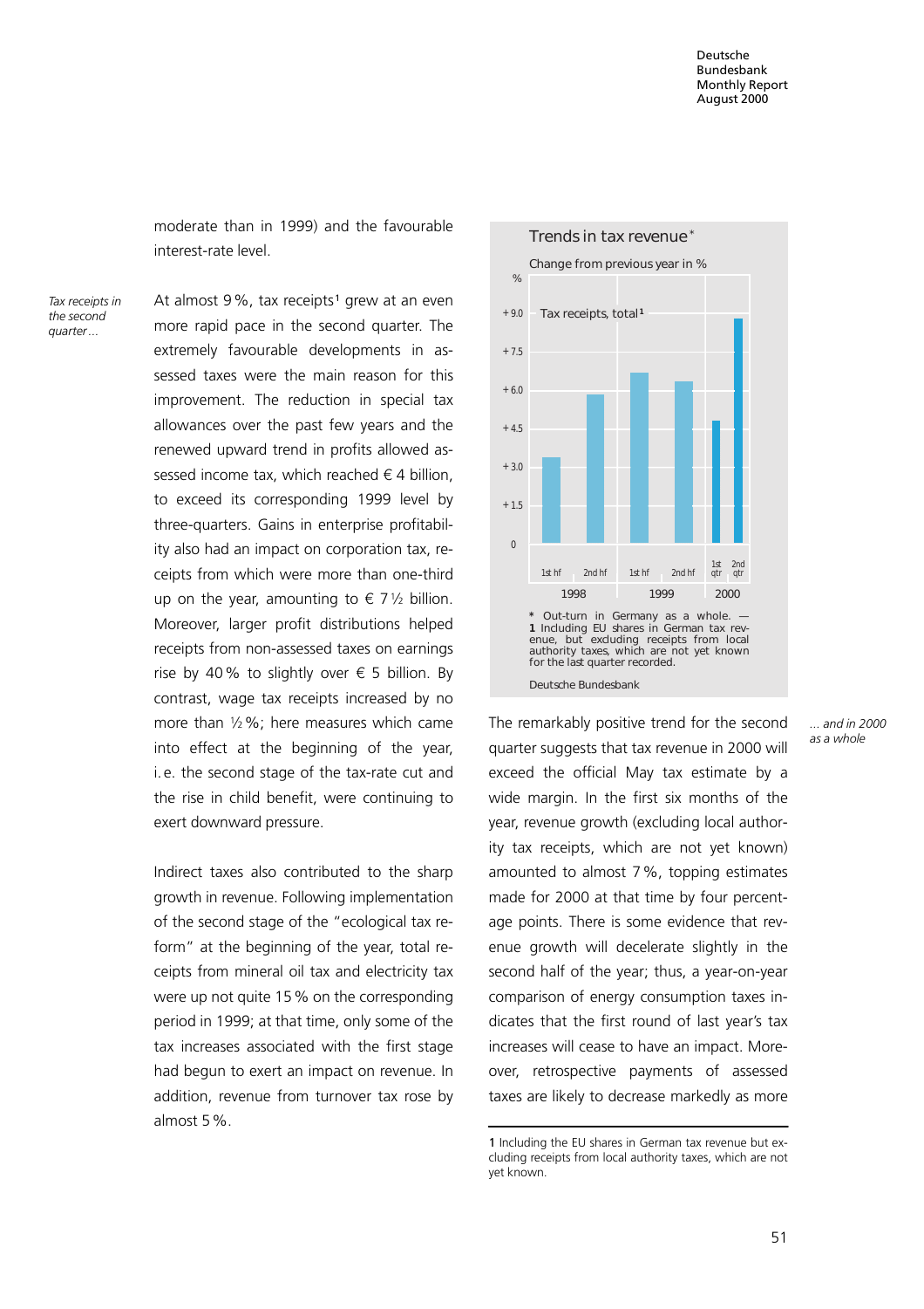moderate than in 1999) and the favourable interest-rate level.

*Tax receipts in the second quarter ...*

At almost 9 %, tax receipts[1] grew at an even more rapid pace in the second quarter. The extremely favourable developments in assessed taxes were the main reason for this improvement. The reduction in special tax allowances over the past few years and the renewed upward trend in profits allowed assessed income tax, which reached € 4 billion, to exceed its corresponding 1999 level by three-quarters. Gains in enterprise profitability also had an impact on corporation tax, receipts from which were more than one-third up on the year, amounting to € 7 ½ billion. Moreover, larger profit distributions helped receipts from non-assessed taxes on earnings rise by 40 % to slightly over € 5 billion. By contrast, wage tax receipts increased by no more than ½ %; here measures which came into effect at the beginning of the year, i.e. the second stage of the tax-rate cut and the rise in child benefit, were continuing to exert downward pressure.

Indirect taxes also contributed to the sharp growth in revenue. Following implementation of the second stage of the "ecological tax reform" at the beginning of the year, total receipts from mineral oil tax and electricity tax were up not quite 15 % on the corresponding period in 1999; at that time, only some of the tax increases associated with the first stage had begun to exert an impact on revenue. In addition, revenue from turnover tax rose by almost 5 %.

**Trends in tax revenue***

Change from previous year in %

Tax receipts, total[1]

| Period | Approx. % |
|---|---|
| 1998 1st hf | +3.4 |
| 1998 2nd hf | +5.8 |
| 1999 1st hf | +6.7 |
| 1999 2nd hf | +6.3 |
| 2000 1st qtr | +4.8 |
| 2000 2nd qtr | +8.8 |

\* Out-turn in Germany as a whole. — 1 Including EU shares in German tax revenue, but excluding receipts from local authority taxes, which are not yet known for the last quarter recorded.

Deutsche Bundesbank

*... and in 2000 as a whole*

The remarkably positive trend for the second quarter suggests that tax revenue in 2000 will exceed the official May tax estimate by a wide margin. In the first six months of the year, revenue growth (excluding local authority tax receipts, which are not yet known) amounted to almost 7 %, topping estimates made for 2000 at that time by four percentage points. There is some evidence that revenue growth will decelerate slightly in the second half of the year; thus, a year-on-year comparison of energy consumption taxes indicates that the first round of last year's tax increases will cease to have an impact. Moreover, retrospective payments of assessed taxes are likely to decrease markedly as more

1 Including the EU shares in German tax revenue but excluding receipts from local authority taxes, which are not yet known.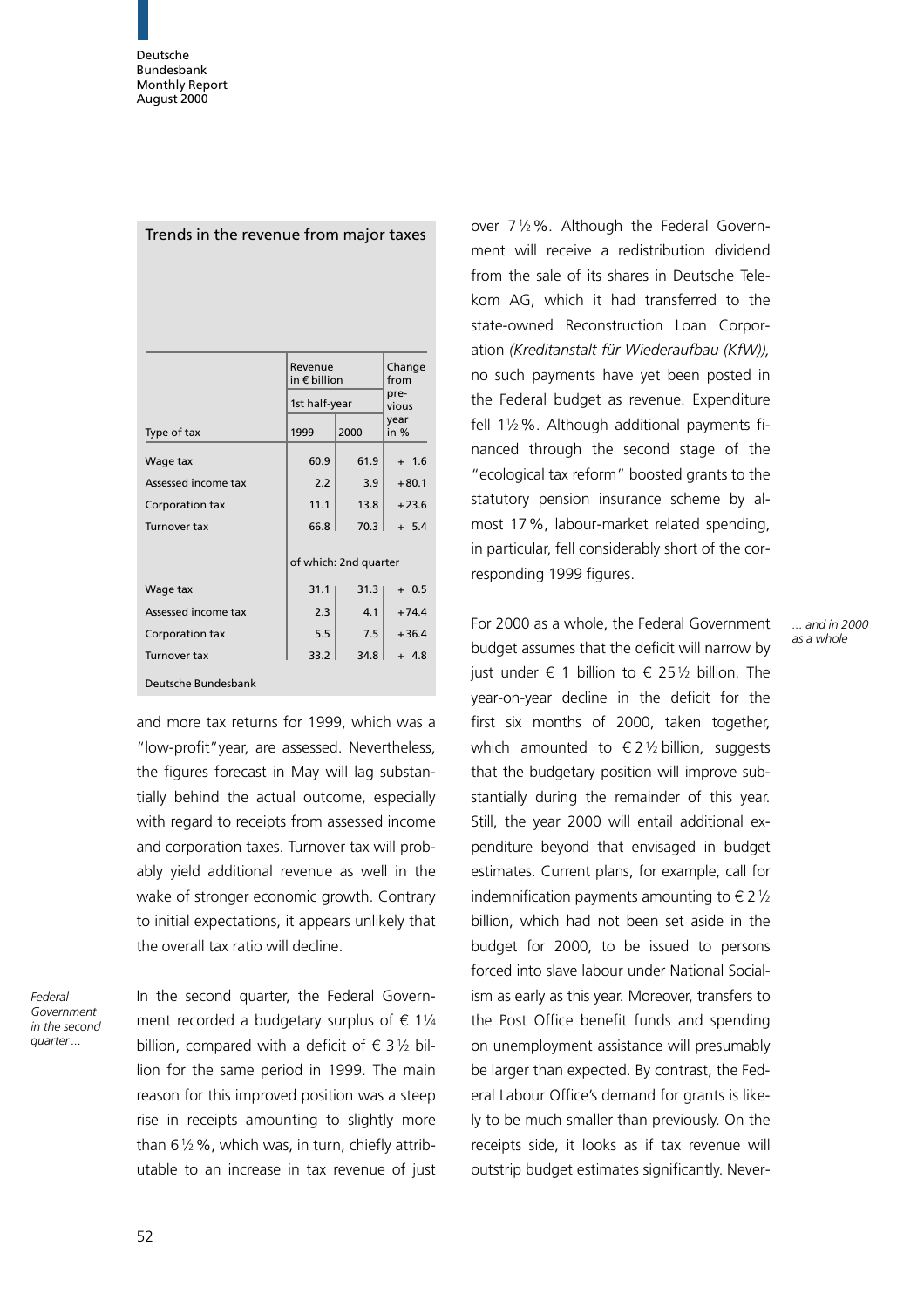**Trends in the revenue from major taxes**

| Type of tax | Revenue in € billion | | Change from previous year in % |
|---|---|---|---|
| | 1st half-year | | |
| | 1999 | 2000 | |
| Wage tax | 60.9 | 61.9 | + 1.6 |
| Assessed income tax | 2.2 | 3.9 | +80.1 |
| Corporation tax | 11.1 | 13.8 | +23.6 |
| Turnover tax | 66.8 | 70.3 | + 5.4 |
| | of which: 2nd quarter | | |
| Wage tax | 31.1 | 31.3 | + 0.5 |
| Assessed income tax | 2.3 | 4.1 | +74.4 |
| Corporation tax | 5.5 | 7.5 | +36.4 |
| Turnover tax | 33.2 | 34.8 | + 4.8 |

Deutsche Bundesbank

and more tax returns for 1999, which was a "low-profit" year, are assessed. Nevertheless, the figures forecast in May will lag substantially behind the actual outcome, especially with regard to receipts from assessed income and corporation taxes. Turnover tax will probably yield additional revenue as well in the wake of stronger economic growth. Contrary to initial expectations, it appears unlikely that the overall tax ratio will decline.

*Federal Government in the second quarter ...*

In the second quarter, the Federal Government recorded a budgetary surplus of € 1¼ billion, compared with a deficit of € 3½ billion for the same period in 1999. The main reason for this improved position was a steep rise in receipts amounting to slightly more than 6½ %, which was, in turn, chiefly attributable to an increase in tax revenue of just over 7½ %. Although the Federal Government will receive a redistribution dividend from the sale of its shares in Deutsche Telekom AG, which it had transferred to the state-owned Reconstruction Loan Corporation *(Kreditanstalt für Wiederaufbau (KfW))*, no such payments have yet been posted in the Federal budget as revenue. Expenditure fell 1½ %. Although additional payments financed through the second stage of the "ecological tax reform" boosted grants to the statutory pension insurance scheme by almost 17 %, labour-market related spending, in particular, fell considerably short of the corresponding 1999 figures.

*... and in 2000 as a whole*

For 2000 as a whole, the Federal Government budget assumes that the deficit will narrow by just under € 1 billion to € 25½ billion. The year-on-year decline in the deficit for the first six months of 2000, taken together, which amounted to € 2½ billion, suggests that the budgetary position will improve substantially during the remainder of this year. Still, the year 2000 will entail additional expenditure beyond that envisaged in budget estimates. Current plans, for example, call for indemnification payments amounting to € 2½ billion, which had not been set aside in the budget for 2000, to be issued to persons forced into slave labour under National Socialism as early as this year. Moreover, transfers to the Post Office benefit funds and spending on unemployment assistance will presumably be larger than expected. By contrast, the Federal Labour Office's demand for grants is likely to be much smaller than previously. On the receipts side, it looks as if tax revenue will outstrip budget estimates significantly. Never-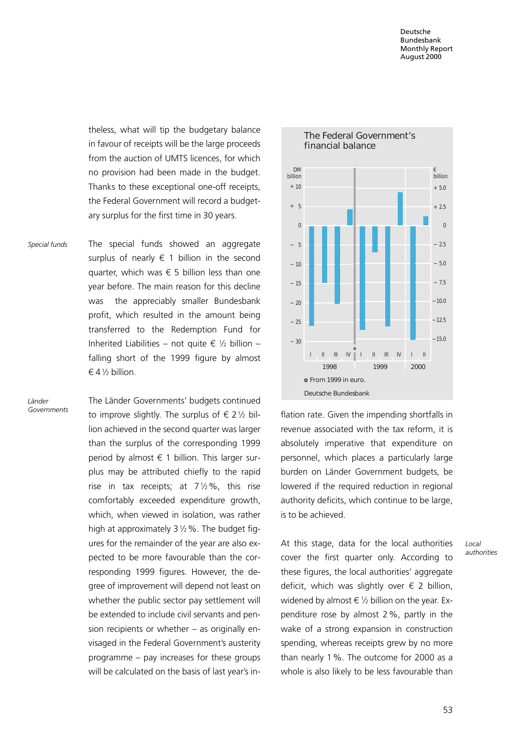theless, what will tip the budgetary balance in favour of receipts will be the large proceeds from the auction of UMTS licences, for which no provision had been made in the budget. Thanks to these exceptional one-off receipts, the Federal Government will record a budgetary surplus for the first time in 30 years.

*Special funds*

The special funds showed an aggregate surplus of nearly € 1 billion in the second quarter, which was € 5 billion less than one year before. The main reason for this decline was the appreciably smaller Bundesbank profit, which resulted in the amount being transferred to the Redemption Fund for Inherited Liabilities – not quite € ½ billion – falling short of the 1999 figure by almost € 4 ½ billion.

*Länder Governments*

The Länder Governments' budgets continued to improve slightly. The surplus of € 2 ½ billion achieved in the second quarter was larger than the surplus of the corresponding 1999 period by almost € 1 billion. This larger surplus may be attributed chiefly to the rapid rise in tax receipts; at 7 ½ %, this rise comfortably exceeded expenditure growth, which, when viewed in isolation, was rather high at approximately 3 ½ %. The budget figures for the remainder of the year are also expected to be more favourable than the corresponding 1999 figures. However, the degree of improvement will depend not least on whether the public sector pay settlement will be extended to include civil servants and pension recipients or whether – as originally envisaged in the Federal Government's austerity programme – pay increases for these groups will be calculated on the basis of last year's inflation rate. Given the impending shortfalls in revenue associated with the tax reform, it is absolutely imperative that expenditure on personnel, which places a particularly large burden on Länder Government budgets, be lowered if the required reduction in regional authority deficits, which continue to be large, is to be achieved.

**The Federal Government's financial balance**

o From 1999 in euro.

Deutsche Bundesbank

*Local authorities*

At this stage, data for the local authorities cover the first quarter only. According to these figures, the local authorities' aggregate deficit, which was slightly over € 2 billion, widened by almost € ½ billion on the year. Expenditure rose by almost 2 %, partly in the wake of a strong expansion in construction spending, whereas receipts grew by no more than nearly 1 %. The outcome for 2000 as a whole is also likely to be less favourable than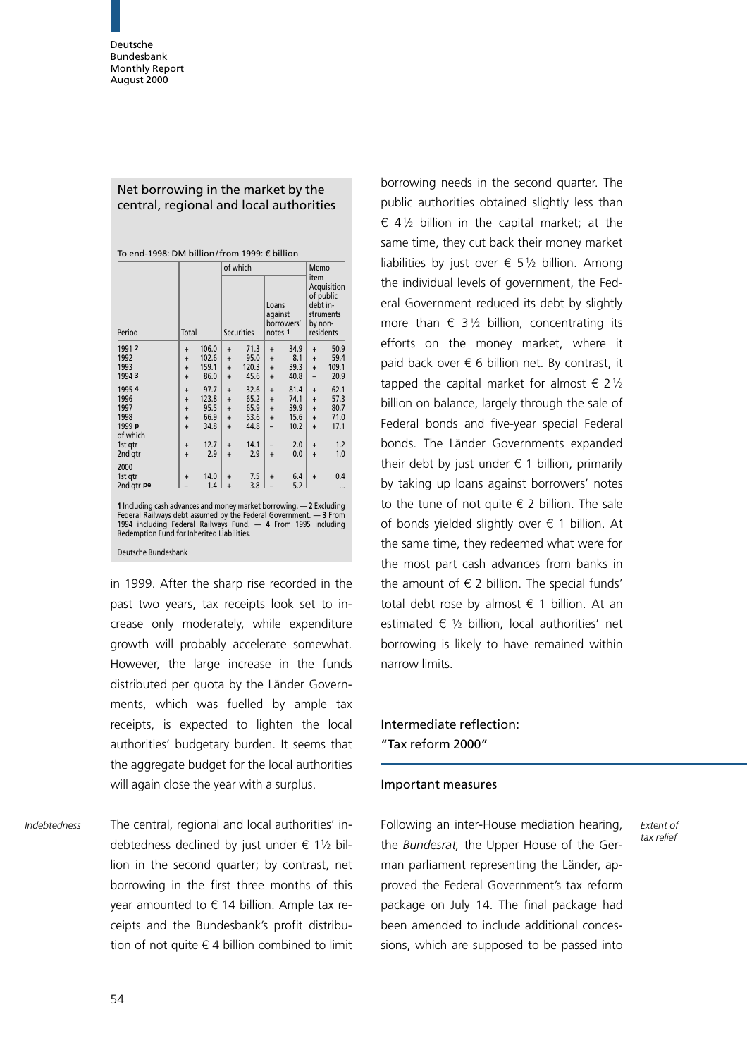## Net borrowing in the market by the central, regional and local authorities

To end-1998: DM billion/from 1999: € billion

| Period | Total | of which | | Memo item |
|---|---|---|---|---|
| | | Securities | Loans against borrowers' notes [1] | Acquisition of public debt instruments by non-residents |
| 1991 [2] | + 106.0 | + 71.3 | + 34.9 | + 50.9 |
| 1992 | + 102.6 | + 95.0 | + 8.1 | + 59.4 |
| 1993 | + 159.1 | + 120.3 | + 39.3 | + 109.1 |
| 1994 [3] | + 86.0 | + 45.6 | + 40.8 | – 20.9 |
| 1995 [4] | + 97.7 | + 32.6 | + 81.4 | + 62.1 |
| 1996 | + 123.8 | + 65.2 | + 74.1 | + 57.3 |
| 1997 | + 95.5 | + 65.9 | + 39.9 | + 80.7 |
| 1998 | + 66.9 | + 53.6 | + 15.6 | + 71.0 |
| 1999 p | + 34.8 | + 44.8 | – 10.2 | + 17.1 |
| of which | | | | |
| 1st qtr | + 12.7 | + 14.1 | – 2.0 | + 1.2 |
| 2nd qtr | + 2.9 | + 2.9 | + 0.0 | + 1.0 |
| 2000 | | | | |
| 1st qtr | + 14.0 | + 7.5 | + 6.4 | + 0.4 |
| 2nd qtr pe | – 1.4 | + 3.8 | – 5.2 | ... |

1 Including cash advances and money market borrowing. — 2 Excluding Federal Railways debt assumed by the Federal Government. — 3 From 1994 including Federal Railways Fund. — 4 From 1995 including Redemption Fund for Inherited Liabilities.

Deutsche Bundesbank

in 1999. After the sharp rise recorded in the past two years, tax receipts look set to increase only moderately, while expenditure growth will probably accelerate somewhat. However, the large increase in the funds distributed per quota by the Länder Governments, which was fuelled by ample tax receipts, is expected to lighten the local authorities' budgetary burden. It seems that the aggregate budget for the local authorities will again close the year with a surplus.

*Indebtedness*

The central, regional and local authorities' indebtedness declined by just under € 1½ billion in the second quarter; by contrast, net borrowing in the first three months of this year amounted to € 14 billion. Ample tax receipts and the Bundesbank's profit distribution of not quite € 4 billion combined to limit borrowing needs in the second quarter. The public authorities obtained slightly less than € 4½ billion in the capital market; at the same time, they cut back their money market liabilities by just over € 5½ billion. Among the individual levels of government, the Federal Government reduced its debt by slightly more than € 3½ billion, concentrating its efforts on the money market, where it paid back over € 6 billion net. By contrast, it tapped the capital market for almost € 2½ billion on balance, largely through the sale of Federal bonds and five-year special Federal bonds. The Länder Governments expanded their debt by just under € 1 billion, primarily by taking up loans against borrowers' notes to the tune of not quite € 2 billion. The sale of bonds yielded slightly over € 1 billion. At the same time, they redeemed what were for the most part cash advances from banks in the amount of € 2 billion. The special funds' total debt rose by almost € 1 billion. At an estimated € ½ billion, local authorities' net borrowing is likely to have remained within narrow limits.

## Intermediate reflection: "Tax reform 2000"

### Important measures

*Extent of tax relief*

Following an inter-House mediation hearing, the *Bundesrat,* the Upper House of the German parliament representing the Länder, approved the Federal Government's tax reform package on July 14. The final package had been amended to include additional concessions, which are supposed to be passed into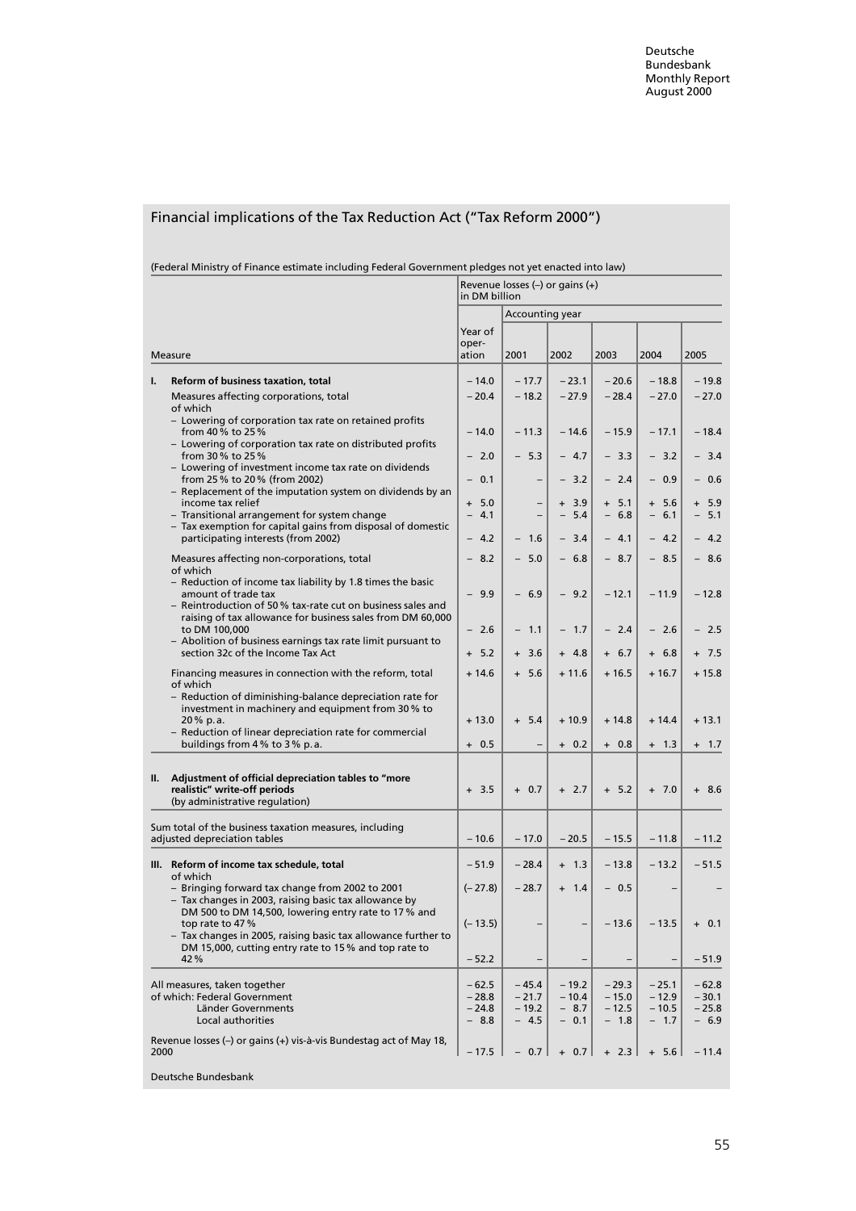## Financial implications of the Tax Reduction Act ("Tax Reform 2000")

(Federal Ministry of Finance estimate including Federal Government pledges not yet enacted into law)

| Measure | Revenue losses (–) or gains (+) in DM billion | | | | | |
|---|---|---|---|---|---|---|
| | | Accounting year | | | | |
| | Year of operation | 2001 | 2002 | 2003 | 2004 | 2005 |
| **I. Reform of business taxation, total** | – 14.0 | – 17.7 | – 23.1 | – 20.6 | – 18.8 | – 19.8 |
| Measures affecting corporations, total | – 20.4 | – 18.2 | – 27.9 | – 28.4 | – 27.0 | – 27.0 |
| of which | | | | | | |
| – Lowering of corporation tax rate on retained profits from 40 % to 25 % | – 14.0 | – 11.3 | – 14.6 | – 15.9 | – 17.1 | – 18.4 |
| – Lowering of corporation tax rate on distributed profits from 30 % to 25 % | – 2.0 | – 5.3 | – 4.7 | – 3.3 | – 3.2 | – 3.4 |
| – Lowering of investment income tax rate on dividends from 25 % to 20 % (from 2002) | – 0.1 | – | – 3.2 | – 2.4 | – 0.9 | – 0.6 |
| – Replacement of the imputation system on dividends by an income tax relief | + 5.0 | – | + 3.9 | + 5.1 | + 5.6 | + 5.9 |
| – Transitional arrangement for system change | – 4.1 | – | – 5.4 | – 6.8 | – 6.1 | – 5.1 |
| – Tax exemption for capital gains from disposal of domestic participating interests (from 2002) | – 4.2 | – 1.6 | – 3.4 | – 4.1 | – 4.2 | – 4.2 |
| Measures affecting non-corporations, total | – 8.2 | – 5.0 | – 6.8 | – 8.7 | – 8.5 | – 8.6 |
| of which | | | | | | |
| – Reduction of income tax liability by 1.8 times the basic amount of trade tax | – 9.9 | – 6.9 | – 9.2 | – 12.1 | – 11.9 | – 12.8 |
| – Reintroduction of 50 % tax-rate cut on business sales and raising of tax allowance for business sales from DM 60,000 to DM 100,000 | – 2.6 | – 1.1 | – 1.7 | – 2.4 | – 2.6 | – 2.5 |
| – Abolition of business earnings tax rate limit pursuant to section 32c of the Income Tax Act | + 5.2 | + 3.6 | + 4.8 | + 6.7 | + 6.8 | + 7.5 |
| Financing measures in connection with the reform, total | + 14.6 | + 5.6 | + 11.6 | + 16.5 | + 16.7 | + 15.8 |
| of which | | | | | | |
| – Reduction of diminishing-balance depreciation rate for investment in machinery and equipment from 30 % to 20 % p.a. | + 13.0 | + 5.4 | + 10.9 | + 14.8 | + 14.4 | + 13.1 |
| – Reduction of linear depreciation rate for commercial buildings from 4 % to 3 % p.a. | + 0.5 | – | + 0.2 | + 0.8 | + 1.3 | + 1.7 |
| **II. Adjustment of official depreciation tables to "more realistic" write-off periods** (by administrative regulation) | + 3.5 | + 0.7 | + 2.7 | + 5.2 | + 7.0 | + 8.6 |
| Sum total of the business taxation measures, including adjusted depreciation tables | – 10.6 | – 17.0 | – 20.5 | – 15.5 | – 11.8 | – 11.2 |
| **III. Reform of income tax schedule, total** | – 51.9 | – 28.4 | + 1.3 | – 13.8 | – 13.2 | – 51.5 |
| of which | | | | | | |
| – Bringing forward tax change from 2002 to 2001 | (– 27.8) | – 28.7 | + 1.4 | – 0.5 | – | – |
| – Tax changes in 2003, raising basic tax allowance by DM 500 to DM 14,500, lowering entry rate to 17 % and top rate to 47 % | (– 13.5) | – | – | – 13.6 | – 13.5 | + 0.1 |
| – Tax changes in 2005, raising basic tax allowance further to DM 15,000, cutting entry rate to 15 % and top rate to 42 % | – 52.2 | – | – | – | – | – 51.9 |
| All measures, taken together | – 62.5 | – 45.4 | – 19.2 | – 29.3 | – 25.1 | – 62.8 |
| of which: Federal Government | – 28.8 | – 21.7 | – 10.4 | – 15.0 | – 12.9 | – 30.1 |
| Länder Governments | – 24.8 | – 19.2 | – 8.7 | – 12.5 | – 10.5 | – 25.8 |
| Local authorities | – 8.8 | – 4.5 | – 0.1 | – 1.8 | – 1.7 | – 6.9 |
| Revenue losses (–) or gains (+) vis-à-vis Bundestag act of May 18, 2000 | – 17.5 | – 0.7 | + 0.7 | + 2.3 | + 5.6 | – 11.4 |

Deutsche Bundesbank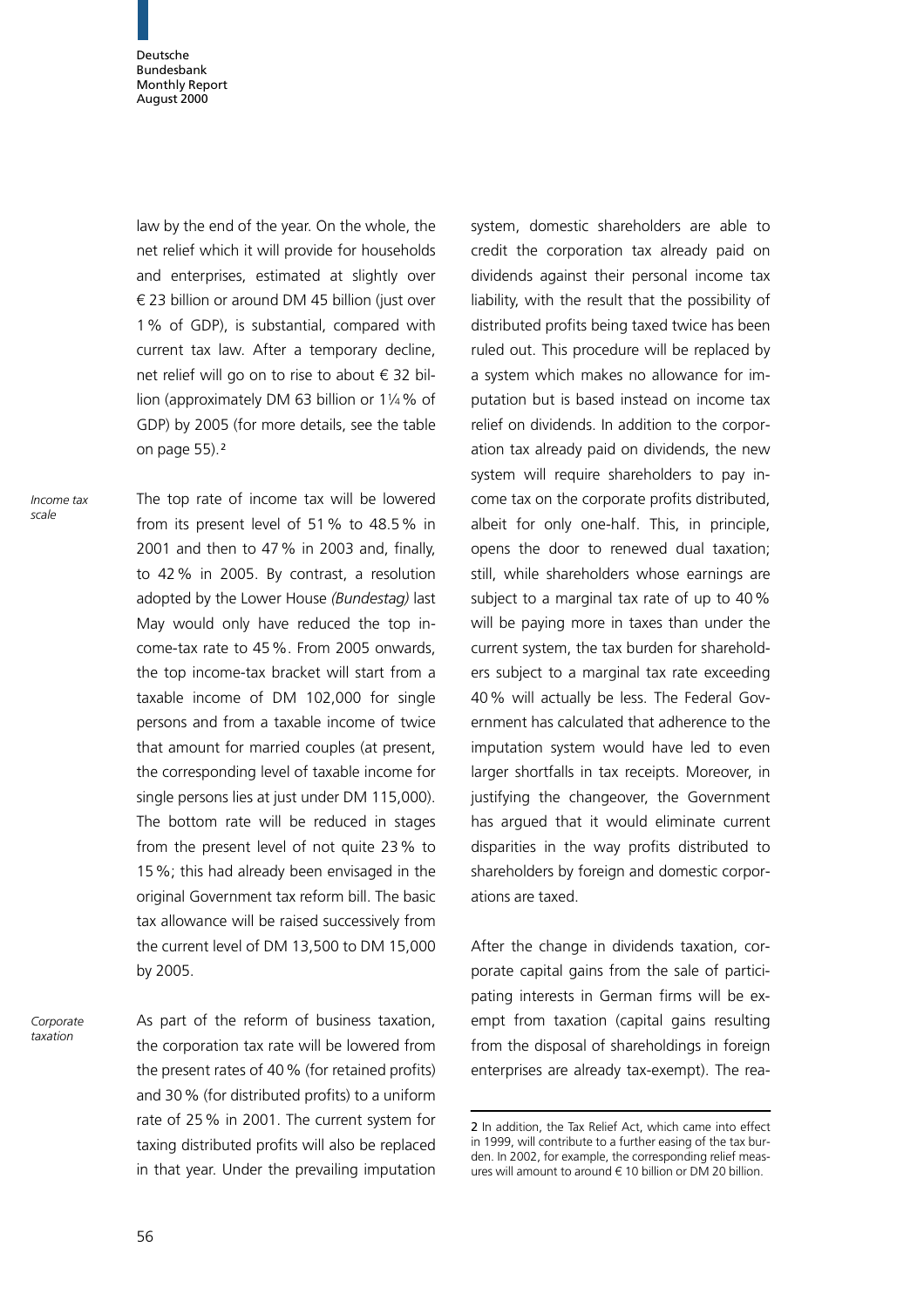law by the end of the year. On the whole, the net relief which it will provide for households and enterprises, estimated at slightly over € 23 billion or around DM 45 billion (just over 1 % of GDP), is substantial, compared with current tax law. After a temporary decline, net relief will go on to rise to about € 32 billion (approximately DM 63 billion or 1¼ % of GDP) by 2005 (for more details, see the table on page 55).[2]

*Income tax scale*

The top rate of income tax will be lowered from its present level of 51 % to 48.5 % in 2001 and then to 47 % in 2003 and, finally, to 42 % in 2005. By contrast, a resolution adopted by the Lower House *(Bundestag)* last May would only have reduced the top income-tax rate to 45 %. From 2005 onwards, the top income-tax bracket will start from a taxable income of DM 102,000 for single persons and from a taxable income of twice that amount for married couples (at present, the corresponding level of taxable income for single persons lies at just under DM 115,000). The bottom rate will be reduced in stages from the present level of not quite 23 % to 15 %; this had already been envisaged in the original Government tax reform bill. The basic tax allowance will be raised successively from the current level of DM 13,500 to DM 15,000 by 2005.

*Corporate taxation*

As part of the reform of business taxation, the corporation tax rate will be lowered from the present rates of 40 % (for retained profits) and 30 % (for distributed profits) to a uniform rate of 25 % in 2001. The current system for taxing distributed profits will also be replaced in that year. Under the prevailing imputation system, domestic shareholders are able to credit the corporation tax already paid on dividends against their personal income tax liability, with the result that the possibility of distributed profits being taxed twice has been ruled out. This procedure will be replaced by a system which makes no allowance for imputation but is based instead on income tax relief on dividends. In addition to the corporation tax already paid on dividends, the new system will require shareholders to pay income tax on the corporate profits distributed, albeit for only one-half. This, in principle, opens the door to renewed dual taxation; still, while shareholders whose earnings are subject to a marginal tax rate of up to 40 % will be paying more in taxes than under the current system, the tax burden for shareholders subject to a marginal tax rate exceeding 40 % will actually be less. The Federal Government has calculated that adherence to the imputation system would have led to even larger shortfalls in tax receipts. Moreover, in justifying the changeover, the Government has argued that it would eliminate current disparities in the way profits distributed to shareholders by foreign and domestic corporations are taxed.

After the change in dividends taxation, corporate capital gains from the sale of participating interests in German firms will be exempt from taxation (capital gains resulting from the disposal of shareholdings in foreign enterprises are already tax-exempt). The rea-

---

2 In addition, the Tax Relief Act, which came into effect in 1999, will contribute to a further easing of the tax burden. In 2002, for example, the corresponding relief measures will amount to around € 10 billion or DM 20 billion.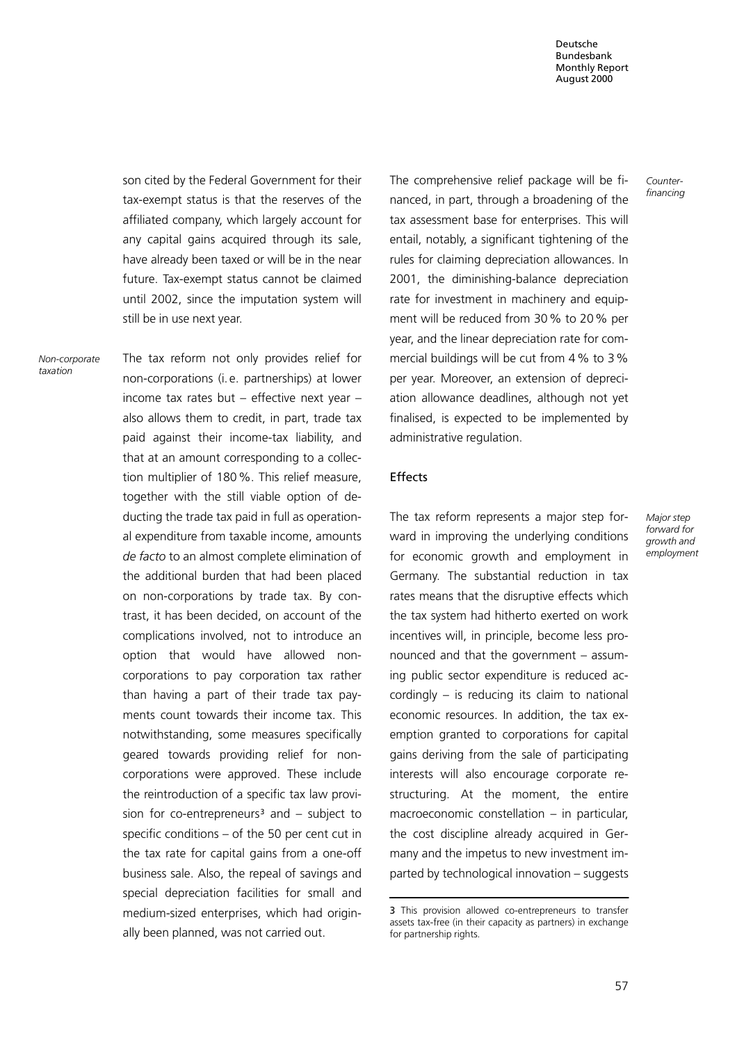son cited by the Federal Government for their tax-exempt status is that the reserves of the affiliated company, which largely account for any capital gains acquired through its sale, have already been taxed or will be in the near future. Tax-exempt status cannot be claimed until 2002, since the imputation system will still be in use next year.

*Non-corporate taxation*

The tax reform not only provides relief for non-corporations (i.e. partnerships) at lower income tax rates but – effective next year – also allows them to credit, in part, trade tax paid against their income-tax liability, and that at an amount corresponding to a collection multiplier of 180%. This relief measure, together with the still viable option of deducting the trade tax paid in full as operational expenditure from taxable income, amounts *de facto* to an almost complete elimination of the additional burden that had been placed on non-corporations by trade tax. By contrast, it has been decided, on account of the complications involved, not to introduce an option that would have allowed non-corporations to pay corporation tax rather than having a part of their trade tax payments count towards their income tax. This notwithstanding, some measures specifically geared towards providing relief for non-corporations were approved. These include the reintroduction of a specific tax law provision for co-entrepreneurs[3] and – subject to specific conditions – of the 50 per cent cut in the tax rate for capital gains from a one-off business sale. Also, the repeal of savings and special depreciation facilities for small and medium-sized enterprises, which had originally been planned, was not carried out.

*Counter-financing*

The comprehensive relief package will be financed, in part, through a broadening of the tax assessment base for enterprises. This will entail, notably, a significant tightening of the rules for claiming depreciation allowances. In 2001, the diminishing-balance depreciation rate for investment in machinery and equipment will be reduced from 30% to 20% per year, and the linear depreciation rate for commercial buildings will be cut from 4% to 3% per year. Moreover, an extension of depreciation allowance deadlines, although not yet finalised, is expected to be implemented by administrative regulation.

## Effects

*Major step forward for growth and employment*

The tax reform represents a major step forward in improving the underlying conditions for economic growth and employment in Germany. The substantial reduction in tax rates means that the disruptive effects which the tax system had hitherto exerted on work incentives will, in principle, become less pronounced and that the government – assuming public sector expenditure is reduced accordingly – is reducing its claim to national economic resources. In addition, the tax exemption granted to corporations for capital gains deriving from the sale of participating interests will also encourage corporate restructuring. At the moment, the entire macroeconomic constellation – in particular, the cost discipline already acquired in Germany and the impetus to new investment imparted by technological innovation – suggests

3 This provision allowed co-entrepreneurs to transfer assets tax-free (in their capacity as partners) in exchange for partnership rights.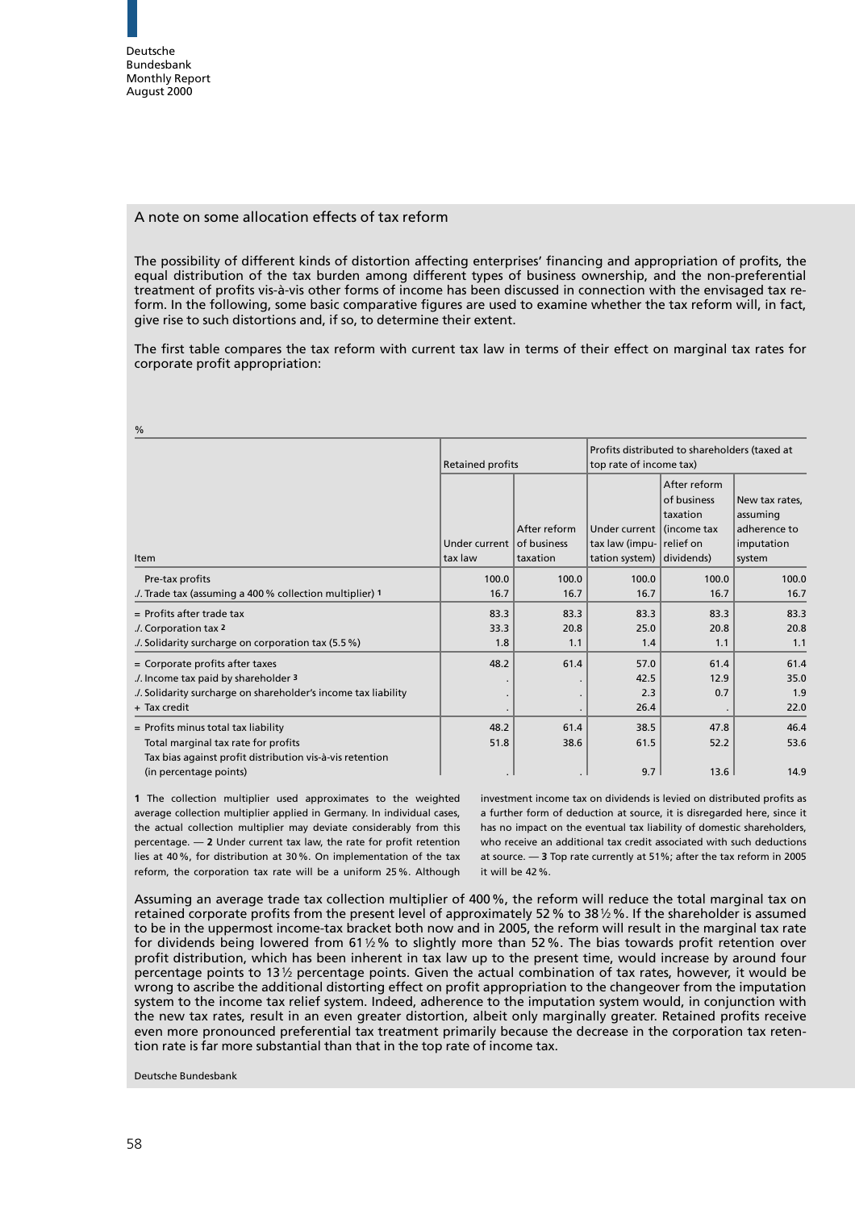## A note on some allocation effects of tax reform

The possibility of different kinds of distortion affecting enterprises' financing and appropriation of profits, the equal distribution of the tax burden among different types of business ownership, and the non-preferential treatment of profits vis-à-vis other forms of income has been discussed in connection with the envisaged tax reform. In the following, some basic comparative figures are used to examine whether the tax reform will, in fact, give rise to such distortions and, if so, to determine their extent.

The first table compares the tax reform with current tax law in terms of their effect on marginal tax rates for corporate profit appropriation:

%

| Item | Retained profits | | Profits distributed to shareholders (taxed at top rate of income tax) | | |
|---|---|---|---|---|---|
| | Under current tax law | After reform of business taxation | Under current tax law (imputation system) | After reform of business taxation (income tax relief on dividends) | New tax rates, assuming adherence to imputation system |
| Pre-tax profits | 100.0 | 100.0 | 100.0 | 100.0 | 100.0 |
| ./. Trade tax (assuming a 400 % collection multiplier) 1 | 16.7 | 16.7 | 16.7 | 16.7 | 16.7 |
| = Profits after trade tax | 83.3 | 83.3 | 83.3 | 83.3 | 83.3 |
| ./. Corporation tax 2 | 33.3 | 20.8 | 25.0 | 20.8 | 20.8 |
| ./. Solidarity surcharge on corporation tax (5.5 %) | 1.8 | 1.1 | 1.4 | 1.1 | 1.1 |
| = Corporate profits after taxes | 48.2 | 61.4 | 57.0 | 61.4 | 61.4 |
| ./. Income tax paid by shareholder 3 | . | . | 42.5 | 12.9 | 35.0 |
| ./. Solidarity surcharge on shareholder's income tax liability | . | . | 2.3 | 0.7 | 1.9 |
| + Tax credit | . | . | 26.4 | . | 22.0 |
| = Profits minus total tax liability | 48.2 | 61.4 | 38.5 | 47.8 | 46.4 |
| Total marginal tax rate for profits | 51.8 | 38.6 | 61.5 | 52.2 | 53.6 |
| Tax bias against profit distribution vis-à-vis retention (in percentage points) | . | . | 9.7 | 13.6 | 14.9 |

**1** The collection multiplier used approximates to the weighted average collection multiplier applied in Germany. In individual cases, the actual collection multiplier may deviate considerably from this percentage. — **2** Under current tax law, the rate for profit retention lies at 40 %, for distribution at 30 %. On implementation of the tax reform, the corporation tax rate will be a uniform 25 %. Although investment income tax on dividends is levied on distributed profits as a further form of deduction at source, it is disregarded here, since it has no impact on the eventual tax liability of domestic shareholders, who receive an additional tax credit associated with such deductions at source. — **3** Top rate currently at 51%; after the tax reform in 2005 it will be 42 %.

Assuming an average trade tax collection multiplier of 400 %, the reform will reduce the total marginal tax on retained corporate profits from the present level of approximately 52 % to 38½ %. If the shareholder is assumed to be in the uppermost income-tax bracket both now and in 2005, the reform will result in the marginal tax rate for dividends being lowered from 61½ % to slightly more than 52 %. The bias towards profit retention over profit distribution, which has been inherent in tax law up to the present time, would increase by around four percentage points to 13½ percentage points. Given the actual combination of tax rates, however, it would be wrong to ascribe the additional distorting effect on profit appropriation to the changeover from the imputation system to the income tax relief system. Indeed, adherence to the imputation system would, in conjunction with the new tax rates, result in an even greater distortion, albeit only marginally greater. Retained profits receive even more pronounced preferential tax treatment primarily because the decrease in the corporation tax retention rate is far more substantial than that in the top rate of income tax.

Deutsche Bundesbank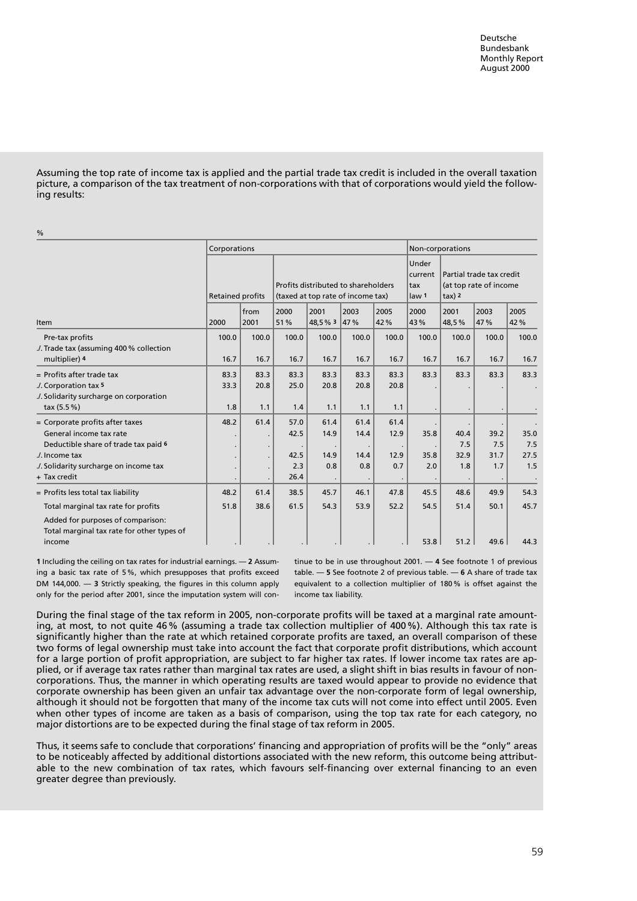Assuming the top rate of income tax is applied and the partial trade tax credit is included in the overall taxation picture, a comparison of the tax treatment of non-corporations with that of corporations would yield the following results:

%

| Item | Corporations | | | | | | Non-corporations | | | |
|---|---|---|---|---|---|---|---|---|---|---|
| | Retained profits | | Profits distributed to shareholders (taxed at top rate of income tax) | | | | Under current tax law 1 | Partial trade tax credit (at top rate of income tax) 2 | | |
| | 2000 | from 2001 | 2000 51 % | 2001 48,5 % 3 | 2003 47 % | 2005 42 % | 2000 43 % | 2001 48,5 % | 2003 47 % | 2005 42 % |
| Pre-tax profits | 100.0 | 100.0 | 100.0 | 100.0 | 100.0 | 100.0 | 100.0 | 100.0 | 100.0 | 100.0 |
| ./. Trade tax (assuming 400 % collection multiplier) 4 | 16.7 | 16.7 | 16.7 | 16.7 | 16.7 | 16.7 | 16.7 | 16.7 | 16.7 | 16.7 |
| = Profits after trade tax | 83.3 | 83.3 | 83.3 | 83.3 | 83.3 | 83.3 | 83.3 | 83.3 | 83.3 | 83.3 |
| ./. Corporation tax 5 | 33.3 | 20.8 | 25.0 | 20.8 | 20.8 | 20.8 | . | . | . | . |
| ./. Solidarity surcharge on corporation tax (5.5 %) | 1.8 | 1.1 | 1.4 | 1.1 | 1.1 | 1.1 | . | . | . | . |
| = Corporate profits after taxes | 48.2 | 61.4 | 57.0 | 61.4 | 61.4 | 61.4 | . | . | . | . |
| General income tax rate | . | . | 42.5 | 14.9 | 14.4 | 12.9 | 35.8 | 40.4 | 39.2 | 35.0 |
| Deductible share of trade tax paid 6 | . | . | . | . | . | . | . | 7.5 | 7.5 | 7.5 |
| ./. Income tax | . | . | 42.5 | 14.9 | 14.4 | 12.9 | 35.8 | 32.9 | 31.7 | 27.5 |
| ./. Solidarity surcharge on income tax | . | . | 2.3 | 0.8 | 0.8 | 0.7 | 2.0 | 1.8 | 1.7 | 1.5 |
| + Tax credit | . | . | 26.4 | . | . | . | . | . | . | . |
| = Profits less total tax liability | 48.2 | 61.4 | 38.5 | 45.7 | 46.1 | 47.8 | 45.5 | 48.6 | 49.9 | 54.3 |
| Total marginal tax rate for profits | 51.8 | 38.6 | 61.5 | 54.3 | 53.9 | 52.2 | 54.5 | 51.4 | 50.1 | 45.7 |
| Added for purposes of comparison: Total marginal tax rate for other types of income | . | . | . | . | . | . | 53.8 | 51.2 | 49.6 | 44.3 |

**1** Including the ceiling on tax rates for industrial earnings. — **2** Assuming a basic tax rate of 5 %, which presupposes that profits exceed DM 144,000. — **3** Strictly speaking, the figures in this column apply only for the period after 2001, since the imputation system will continue to be in use throughout 2001. — **4** See footnote 1 of previous table. — **5** See footnote 2 of previous table. — **6** A share of trade tax equivalent to a collection multiplier of 180 % is offset against the income tax liability.

During the final stage of the tax reform in 2005, non-corporate profits will be taxed at a marginal rate amounting, at most, to not quite 46 % (assuming a trade tax collection multiplier of 400 %). Although this tax rate is significantly higher than the rate at which retained corporate profits are taxed, an overall comparison of these two forms of legal ownership must take into account the fact that corporate profit distributions, which account for a large portion of profit appropriation, are subject to far higher tax rates. If lower income tax rates are applied, or if average tax rates rather than marginal tax rates are used, a slight shift in bias results in favour of non-corporations. Thus, the manner in which operating results are taxed would appear to provide no evidence that corporate ownership has been given an unfair tax advantage over the non-corporate form of legal ownership, although it should not be forgotten that many of the income tax cuts will not come into effect until 2005. Even when other types of income are taken as a basis of comparison, using the top tax rate for each category, no major distortions are to be expected during the final stage of tax reform in 2005.

Thus, it seems safe to conclude that corporations' financing and appropriation of profits will be the "only" areas to be noticeably affected by additional distortions associated with the new reform, this outcome being attributable to the new combination of tax rates, which favours self-financing over external financing to an even greater degree than previously.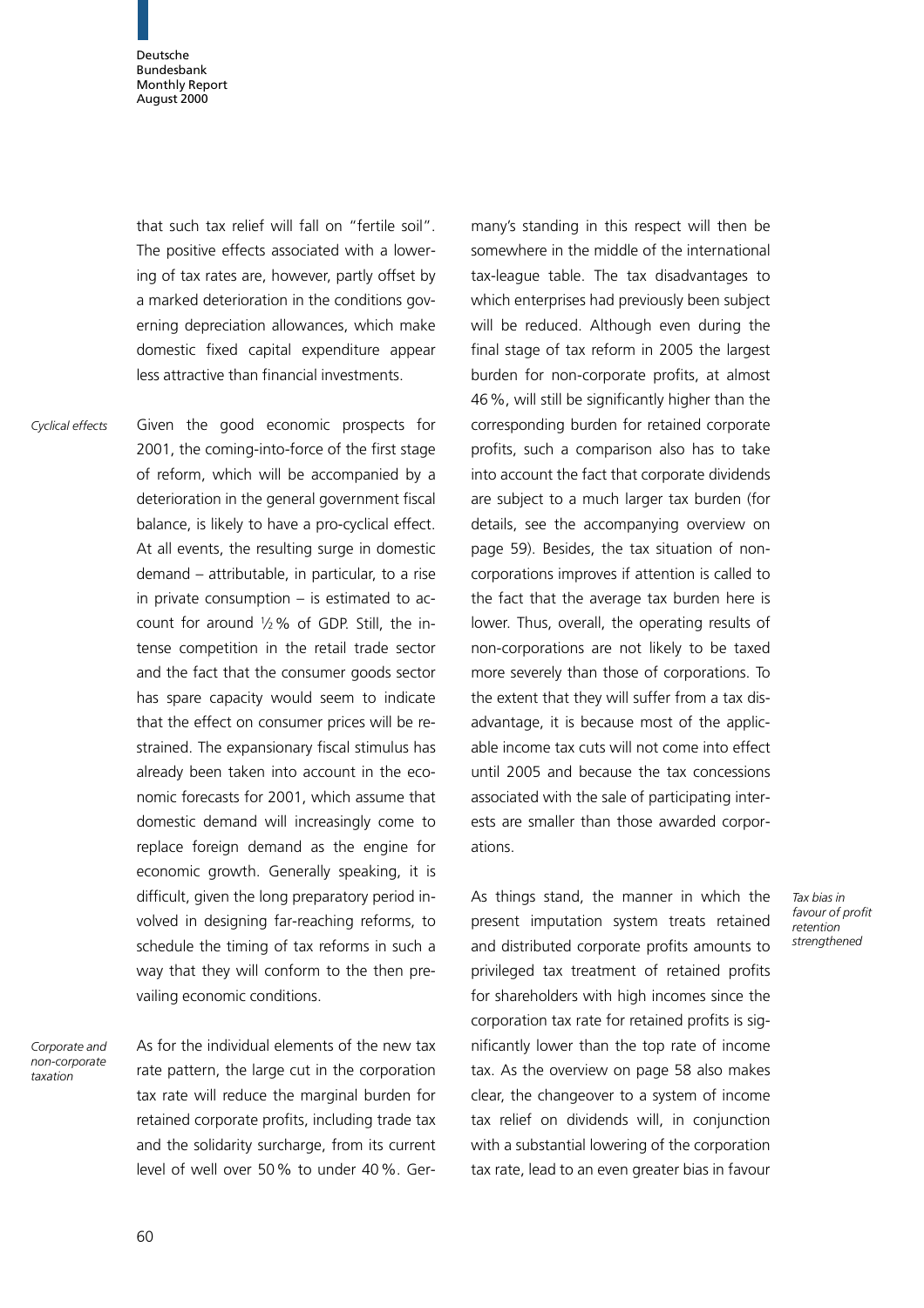that such tax relief will fall on "fertile soil". The positive effects associated with a lowering of tax rates are, however, partly offset by a marked deterioration in the conditions governing depreciation allowances, which make domestic fixed capital expenditure appear less attractive than financial investments.

*Cyclical effects*

Given the good economic prospects for 2001, the coming-into-force of the first stage of reform, which will be accompanied by a deterioration in the general government fiscal balance, is likely to have a pro-cyclical effect. At all events, the resulting surge in domestic demand – attributable, in particular, to a rise in private consumption – is estimated to account for around ½ % of GDP. Still, the intense competition in the retail trade sector and the fact that the consumer goods sector has spare capacity would seem to indicate that the effect on consumer prices will be restrained. The expansionary fiscal stimulus has already been taken into account in the economic forecasts for 2001, which assume that domestic demand will increasingly come to replace foreign demand as the engine for economic growth. Generally speaking, it is difficult, given the long preparatory period involved in designing far-reaching reforms, to schedule the timing of tax reforms in such a way that they will conform to the then prevailing economic conditions.

*Corporate and non-corporate taxation*

As for the individual elements of the new tax rate pattern, the large cut in the corporation tax rate will reduce the marginal burden for retained corporate profits, including trade tax and the solidarity surcharge, from its current level of well over 50 % to under 40 %. Germany's standing in this respect will then be somewhere in the middle of the international tax-league table. The tax disadvantages to which enterprises had previously been subject will be reduced. Although even during the final stage of tax reform in 2005 the largest burden for non-corporate profits, at almost 46 %, will still be significantly higher than the corresponding burden for retained corporate profits, such a comparison also has to take into account the fact that corporate dividends are subject to a much larger tax burden (for details, see the accompanying overview on page 59). Besides, the tax situation of non-corporations improves if attention is called to the fact that the average tax burden here is lower. Thus, overall, the operating results of non-corporations are not likely to be taxed more severely than those of corporations. To the extent that they will suffer from a tax disadvantage, it is because most of the applicable income tax cuts will not come into effect until 2005 and because the tax concessions associated with the sale of participating interests are smaller than those awarded corporations.

*Tax bias in favour of profit retention strengthened*

As things stand, the manner in which the present imputation system treats retained and distributed corporate profits amounts to privileged tax treatment of retained profits for shareholders with high incomes since the corporation tax rate for retained profits is significantly lower than the top rate of income tax. As the overview on page 58 also makes clear, the changeover to a system of income tax relief on dividends will, in conjunction with a substantial lowering of the corporation tax rate, lead to an even greater bias in favour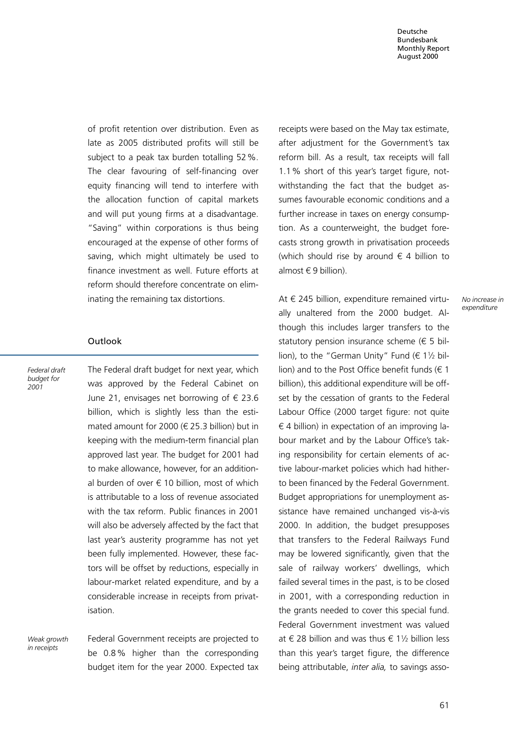of profit retention over distribution. Even as late as 2005 distributed profits will still be subject to a peak tax burden totalling 52 %. The clear favouring of self-financing over equity financing will tend to interfere with the allocation function of capital markets and will put young firms at a disadvantage. "Saving" within corporations is thus being encouraged at the expense of other forms of saving, which might ultimately be used to finance investment as well. Future efforts at reform should therefore concentrate on eliminating the remaining tax distortions.

## Outlook

*Federal draft budget for 2001*

The Federal draft budget for next year, which was approved by the Federal Cabinet on June 21, envisages net borrowing of € 23.6 billion, which is slightly less than the estimated amount for 2000 (€ 25.3 billion) but in keeping with the medium-term financial plan approved last year. The budget for 2001 had to make allowance, however, for an additional burden of over € 10 billion, most of which is attributable to a loss of revenue associated with the tax reform. Public finances in 2001 will also be adversely affected by the fact that last year's austerity programme has not yet been fully implemented. However, these factors will be offset by reductions, especially in labour-market related expenditure, and by a considerable increase in receipts from privatisation.

*Weak growth in receipts*

Federal Government receipts are projected to be 0.8 % higher than the corresponding budget item for the year 2000. Expected tax receipts were based on the May tax estimate, after adjustment for the Government's tax reform bill. As a result, tax receipts will fall 1.1 % short of this year's target figure, notwithstanding the fact that the budget assumes favourable economic conditions and a further increase in taxes on energy consumption. As a counterweight, the budget forecasts strong growth in privatisation proceeds (which should rise by around € 4 billion to almost € 9 billion).

*No increase in expenditure*

At € 245 billion, expenditure remained virtually unaltered from the 2000 budget. Although this includes larger transfers to the statutory pension insurance scheme (€ 5 billion), to the "German Unity" Fund (€ 1½ billion) and to the Post Office benefit funds (€ 1 billion), this additional expenditure will be offset by the cessation of grants to the Federal Labour Office (2000 target figure: not quite € 4 billion) in expectation of an improving labour market and by the Labour Office's taking responsibility for certain elements of active labour-market policies which had hitherto been financed by the Federal Government. Budget appropriations for unemployment assistance have remained unchanged vis-à-vis 2000. In addition, the budget presupposes that transfers to the Federal Railways Fund may be lowered significantly, given that the sale of railway workers' dwellings, which failed several times in the past, is to be closed in 2001, with a corresponding reduction in the grants needed to cover this special fund. Federal Government investment was valued at € 28 billion and was thus € 1½ billion less than this year's target figure, the difference being attributable, *inter alia,* to savings asso-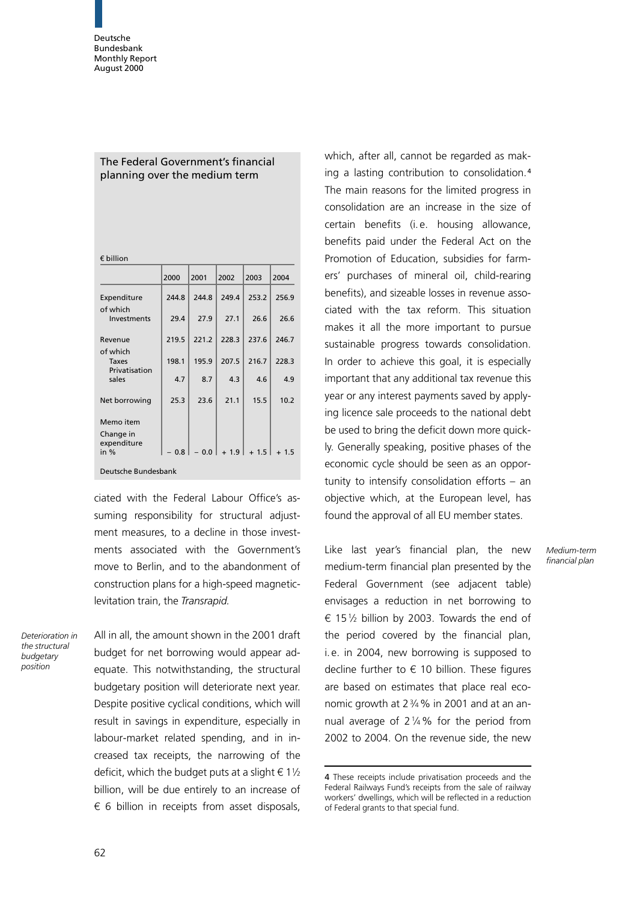## The Federal Government's financial planning over the medium term

€ billion

| | 2000 | 2001 | 2002 | 2003 | 2004 |
|---|---|---|---|---|---|
| Expenditure | 244.8 | 244.8 | 249.4 | 253.2 | 256.9 |
| of which Investments | 29.4 | 27.9 | 27.1 | 26.6 | 26.6 |
| Revenue | 219.5 | 221.2 | 228.3 | 237.6 | 246.7 |
| of which Taxes | 198.1 | 195.9 | 207.5 | 216.7 | 228.3 |
| Privatisation sales | 4.7 | 8.7 | 4.3 | 4.6 | 4.9 |
| Net borrowing | 25.3 | 23.6 | 21.1 | 15.5 | 10.2 |
| Memo item | | | | | |
| Change in expenditure in % | – 0.8 | – 0.0 | + 1.9 | + 1.5 | + 1.5 |

Deutsche Bundesbank

ciated with the Federal Labour Office's assuming responsibility for structural adjustment measures, to a decline in those investments associated with the Government's move to Berlin, and to the abandonment of construction plans for a high-speed magnetic-levitation train, the *Transrapid*.

*Deterioration in the structural budgetary position*

All in all, the amount shown in the 2001 draft budget for net borrowing would appear adequate. This notwithstanding, the structural budgetary position will deteriorate next year. Despite positive cyclical conditions, which will result in savings in expenditure, especially in labour-market related spending, and in increased tax receipts, the narrowing of the deficit, which the budget puts at a slight € 1½ billion, will be due entirely to an increase of € 6 billion in receipts from asset disposals, which, after all, cannot be regarded as making a lasting contribution to consolidation.[4] The main reasons for the limited progress in consolidation are an increase in the size of certain benefits (i.e. housing allowance, benefits paid under the Federal Act on the Promotion of Education, subsidies for farmers' purchases of mineral oil, child-rearing benefits), and sizeable losses in revenue associated with the tax reform. This situation makes it all the more important to pursue sustainable progress towards consolidation. In order to achieve this goal, it is especially important that any additional tax revenue this year or any interest payments saved by applying licence sale proceeds to the national debt be used to bring the deficit down more quickly. Generally speaking, positive phases of the economic cycle should be seen as an opportunity to intensify consolidation efforts – an objective which, at the European level, has found the approval of all EU member states.

*Medium-term financial plan*

Like last year's financial plan, the new medium-term financial plan presented by the Federal Government (see adjacent table) envisages a reduction in net borrowing to € 15½ billion by 2003. Towards the end of the period covered by the financial plan, i.e. in 2004, new borrowing is supposed to decline further to € 10 billion. These figures are based on estimates that place real economic growth at 2¾% in 2001 and at an annual average of 2¼% for the period from 2002 to 2004. On the revenue side, the new

4 These receipts include privatisation proceeds and the Federal Railways Fund's receipts from the sale of railway workers' dwellings, which will be reflected in a reduction of Federal grants to that special fund.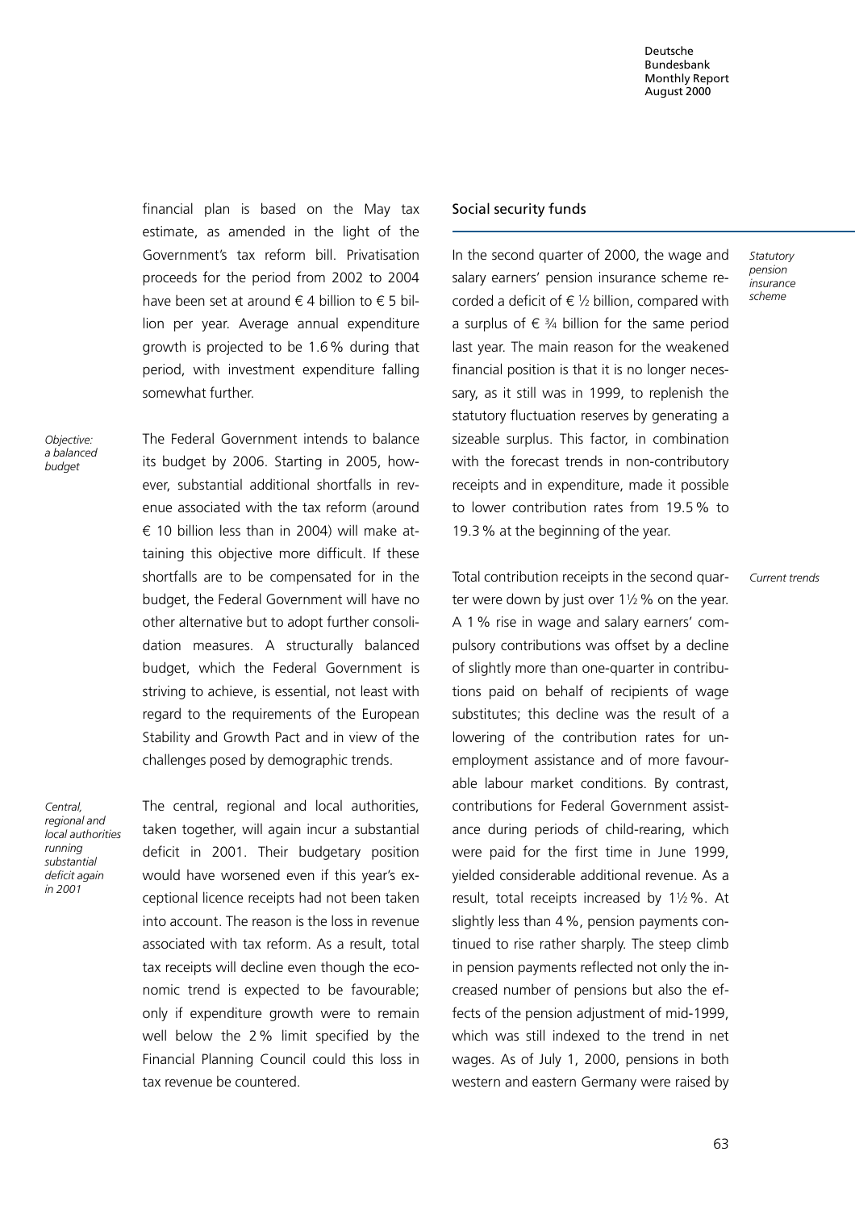financial plan is based on the May tax estimate, as amended in the light of the Government's tax reform bill. Privatisation proceeds for the period from 2002 to 2004 have been set at around € 4 billion to € 5 billion per year. Average annual expenditure growth is projected to be 1.6 % during that period, with investment expenditure falling somewhat further.

*Objective: a balanced budget*

The Federal Government intends to balance its budget by 2006. Starting in 2005, however, substantial additional shortfalls in revenue associated with the tax reform (around € 10 billion less than in 2004) will make attaining this objective more difficult. If these shortfalls are to be compensated for in the budget, the Federal Government will have no other alternative but to adopt further consolidation measures. A structurally balanced budget, which the Federal Government is striving to achieve, is essential, not least with regard to the requirements of the European Stability and Growth Pact and in view of the challenges posed by demographic trends.

*Central, regional and local authorities running substantial deficit again in 2001*

The central, regional and local authorities, taken together, will again incur a substantial deficit in 2001. Their budgetary position would have worsened even if this year's exceptional licence receipts had not been taken into account. The reason is the loss in revenue associated with tax reform. As a result, total tax receipts will decline even though the economic trend is expected to be favourable; only if expenditure growth were to remain well below the 2 % limit specified by the Financial Planning Council could this loss in tax revenue be countered.

## Social security funds

*Statutory pension insurance scheme*

In the second quarter of 2000, the wage and salary earners' pension insurance scheme recorded a deficit of € ½ billion, compared with a surplus of € ¾ billion for the same period last year. The main reason for the weakened financial position is that it is no longer necessary, as it still was in 1999, to replenish the statutory fluctuation reserves by generating a sizeable surplus. This factor, in combination with the forecast trends in non-contributory receipts and in expenditure, made it possible to lower contribution rates from 19.5 % to 19.3 % at the beginning of the year.

*Current trends*

Total contribution receipts in the second quarter were down by just over 1½ % on the year. A 1 % rise in wage and salary earners' compulsory contributions was offset by a decline of slightly more than one-quarter in contributions paid on behalf of recipients of wage substitutes; this decline was the result of a lowering of the contribution rates for unemployment assistance and of more favourable labour market conditions. By contrast, contributions for Federal Government assistance during periods of child-rearing, which were paid for the first time in June 1999, yielded considerable additional revenue. As a result, total receipts increased by 1½ %. At slightly less than 4 %, pension payments continued to rise rather sharply. The steep climb in pension payments reflected not only the increased number of pensions but also the effects of the pension adjustment of mid-1999, which was still indexed to the trend in net wages. As of July 1, 2000, pensions in both western and eastern Germany were raised by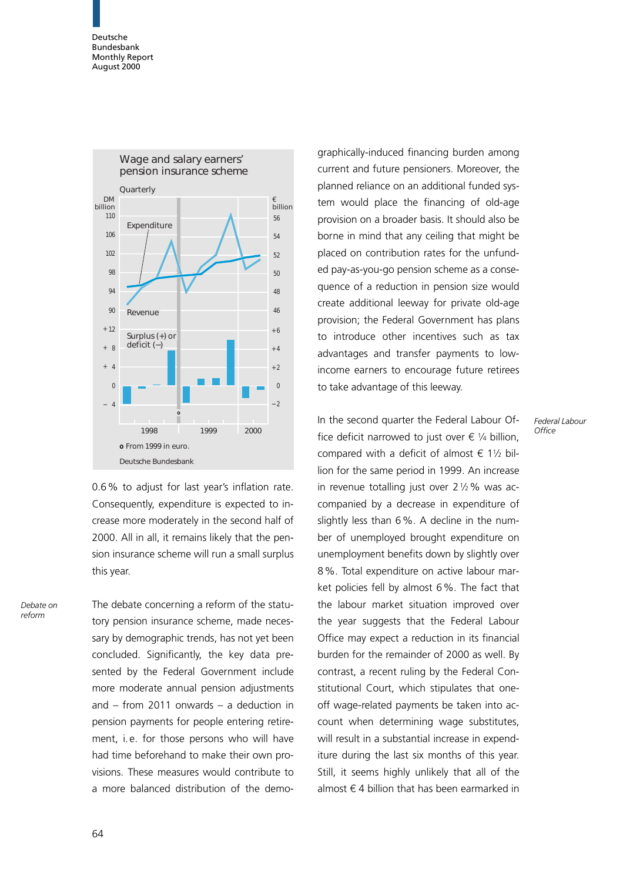Wage and salary earners' pension insurance scheme

Quarterly

DM billion / € billion

Expenditure

Revenue

Surplus (+) or deficit (–)

1998 1999 2000

o From 1999 in euro.

Deutsche Bundesbank

0.6% to adjust for last year's inflation rate. Consequently, expenditure is expected to increase more moderately in the second half of 2000. All in all, it remains likely that the pension insurance scheme will run a small surplus this year.

*Debate on reform*

The debate concerning a reform of the statutory pension insurance scheme, made necessary by demographic trends, has not yet been concluded. Significantly, the key data presented by the Federal Government include more moderate annual pension adjustments and – from 2011 onwards – a deduction in pension payments for people entering retirement, i.e. for those persons who will have had time beforehand to make their own provisions. These measures would contribute to a more balanced distribution of the demographically-induced financing burden among current and future pensioners. Moreover, the planned reliance on an additional funded system would place the financing of old-age provision on a broader basis. It should also be borne in mind that any ceiling that might be placed on contribution rates for the unfunded pay-as-you-go pension scheme as a consequence of a reduction in pension size would create additional leeway for private old-age provision; the Federal Government has plans to introduce other incentives such as tax advantages and transfer payments to low-income earners to encourage future retirees to take advantage of this leeway.

*Federal Labour Office*

In the second quarter the Federal Labour Office deficit narrowed to just over € ¼ billion, compared with a deficit of almost € 1½ billion for the same period in 1999. An increase in revenue totalling just over 2½% was accompanied by a decrease in expenditure of slightly less than 6%. A decline in the number of unemployed brought expenditure on unemployment benefits down by slightly over 8%. Total expenditure on active labour market policies fell by almost 6%. The fact that the labour market situation improved over the year suggests that the Federal Labour Office may expect a reduction in its financial burden for the remainder of 2000 as well. By contrast, a recent ruling by the Federal Constitutional Court, which stipulates that one-off wage-related payments be taken into account when determining wage substitutes, will result in a substantial increase in expenditure during the last six months of this year. Still, it seems highly unlikely that all of the almost € 4 billion that has been earmarked in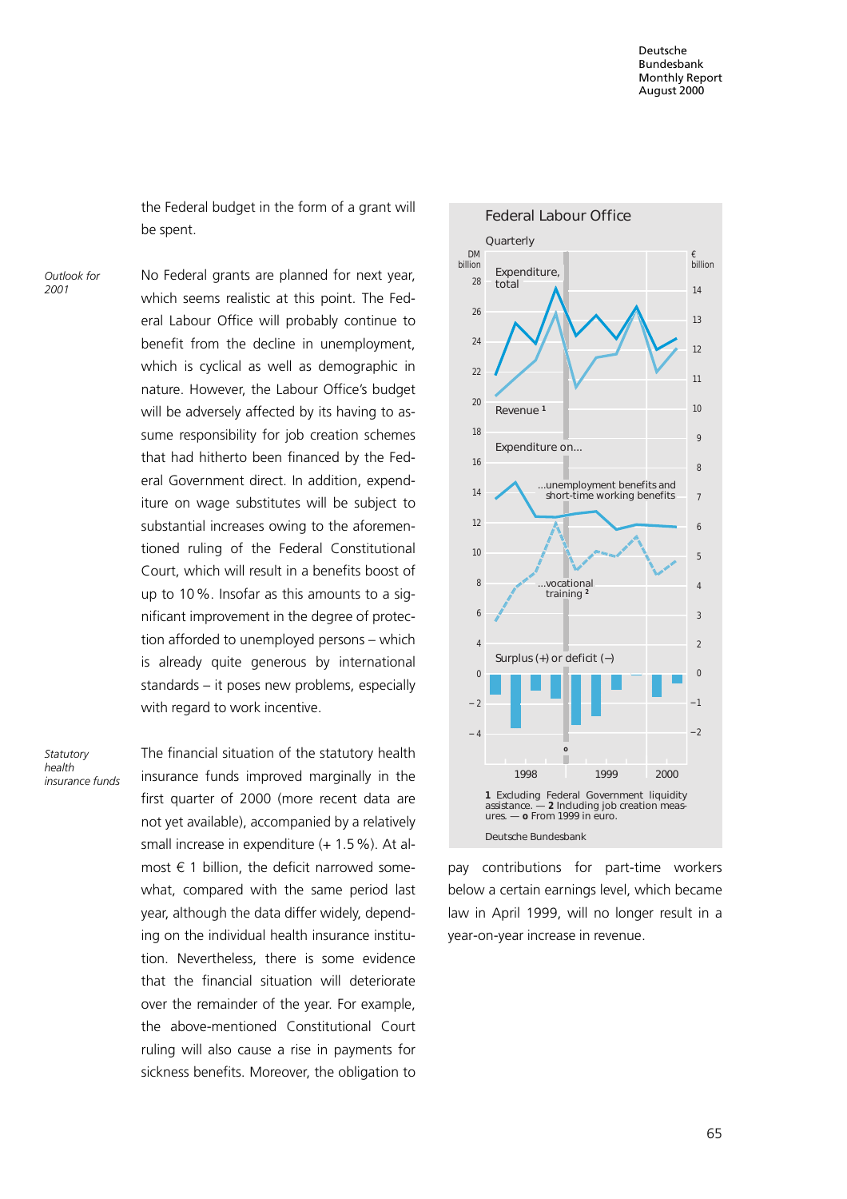the Federal budget in the form of a grant will be spent.

*Outlook for 2001*

No Federal grants are planned for next year, which seems realistic at this point. The Federal Labour Office will probably continue to benefit from the decline in unemployment, which is cyclical as well as demographic in nature. However, the Labour Office's budget will be adversely affected by its having to assume responsibility for job creation schemes that had hitherto been financed by the Federal Government direct. In addition, expenditure on wage substitutes will be subject to substantial increases owing to the aforementioned ruling of the Federal Constitutional Court, which will result in a benefits boost of up to 10%. Insofar as this amounts to a significant improvement in the degree of protection afforded to unemployed persons – which is already quite generous by international standards – it poses new problems, especially with regard to work incentive.

*Statutory health insurance funds*

The financial situation of the statutory health insurance funds improved marginally in the first quarter of 2000 (more recent data are not yet available), accompanied by a relatively small increase in expenditure (+ 1.5%). At almost € 1 billion, the deficit narrowed somewhat, compared with the same period last year, although the data differ widely, depending on the individual health insurance institution. Nevertheless, there is some evidence that the financial situation will deteriorate over the remainder of the year. For example, the above-mentioned Constitutional Court ruling will also cause a rise in payments for sickness benefits. Moreover, the obligation to pay contributions for part-time workers below a certain earnings level, which became law in April 1999, will no longer result in a year-on-year increase in revenue.

**Federal Labour Office**

Quarterly

1 Excluding Federal Government liquidity assistance. — 2 Including job creation measures. — o From 1999 in euro.

Deutsche Bundesbank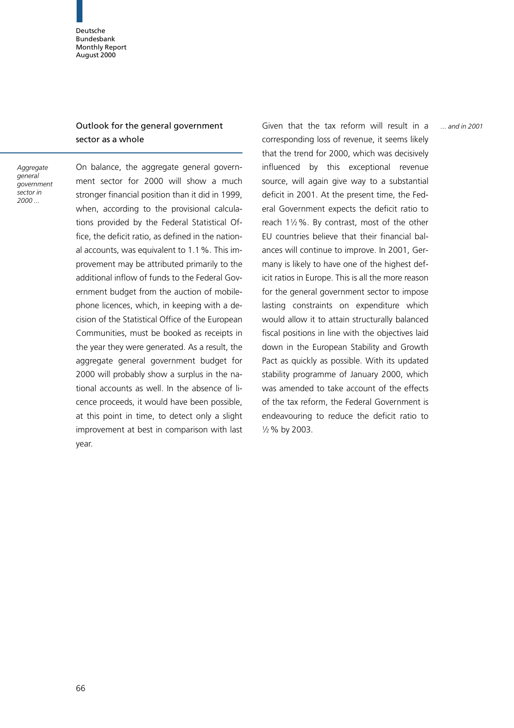## Outlook for the general government sector as a whole

*Aggregate general government sector in 2000 ...*

On balance, the aggregate general government sector for 2000 will show a much stronger financial position than it did in 1999, when, according to the provisional calculations provided by the Federal Statistical Office, the deficit ratio, as defined in the national accounts, was equivalent to 1.1 %. This improvement may be attributed primarily to the additional inflow of funds to the Federal Government budget from the auction of mobile-phone licences, which, in keeping with a decision of the Statistical Office of the European Communities, must be booked as receipts in the year they were generated. As a result, the aggregate general government budget for 2000 will probably show a surplus in the national accounts as well. In the absence of licence proceeds, it would have been possible, at this point in time, to detect only a slight improvement at best in comparison with last year.

*... and in 2001*

Given that the tax reform will result in a corresponding loss of revenue, it seems likely that the trend for 2000, which was decisively influenced by this exceptional revenue source, will again give way to a substantial deficit in 2001. At the present time, the Federal Government expects the deficit ratio to reach 1½ %. By contrast, most of the other EU countries believe that their financial balances will continue to improve. In 2001, Germany is likely to have one of the highest deficit ratios in Europe. This is all the more reason for the general government sector to impose lasting constraints on expenditure which would allow it to attain structurally balanced fiscal positions in line with the objectives laid down in the European Stability and Growth Pact as quickly as possible. With its updated stability programme of January 2000, which was amended to take account of the effects of the tax reform, the Federal Government is endeavouring to reduce the deficit ratio to ½ % by 2003.